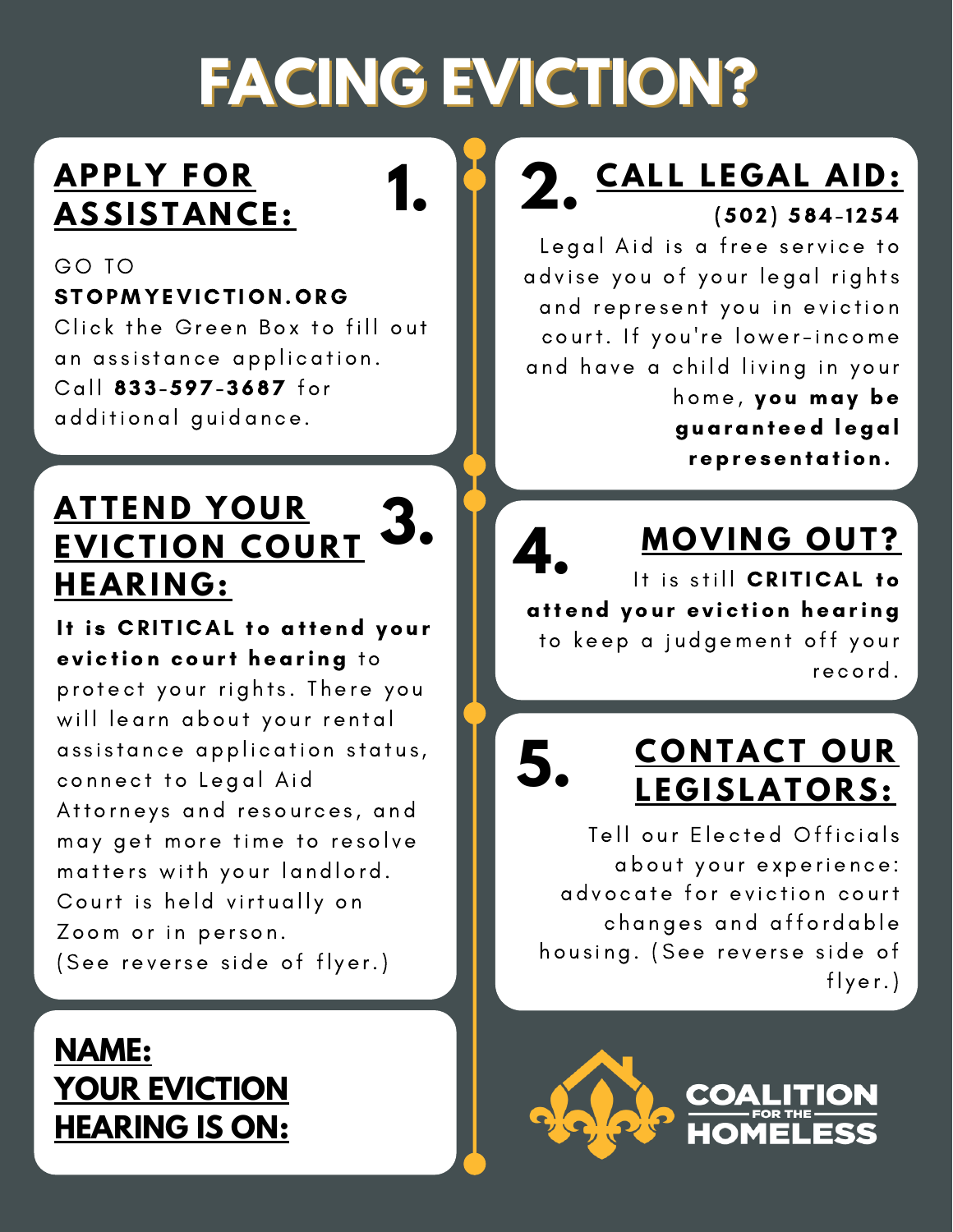# FACING EVICTION?

## 1. APPLY FOR ASSISTANCE:

GO TO **STOPMYEVICTION.ORG**
Click the Green Box to fill out an assistance application. Call **833-597-3687** for additional guidance.

## 2. CALL LEGAL AID:

**(502) 584-1254**

Legal Aid is a free service to advise you of your legal rights and represent you in eviction court. If you're lower-income and have a child living in your home, **you may be guaranteed legal representation.**

## 3. ATTEND YOUR EVICTION COURT HEARING:

**It is CRITICAL to attend your eviction court hearing** to protect your rights. There you will learn about your rental assistance application status, connect to Legal Aid Attorneys and resources, and may get more time to resolve matters with your landlord. Court is held virtually on Zoom or in person. (See reverse side of flyer.)

## 4. MOVING OUT?

It is still **CRITICAL to attend your eviction hearing** to keep a judgement off your record.

## 5. CONTACT OUR LEGISLATORS:

Tell our Elected Officials about your experience: advocate for eviction court changes and affordable housing. (See reverse side of flyer.)

**NAME:**

**YOUR EVICTION HEARING IS ON:**

COALITION FOR THE HOMELESS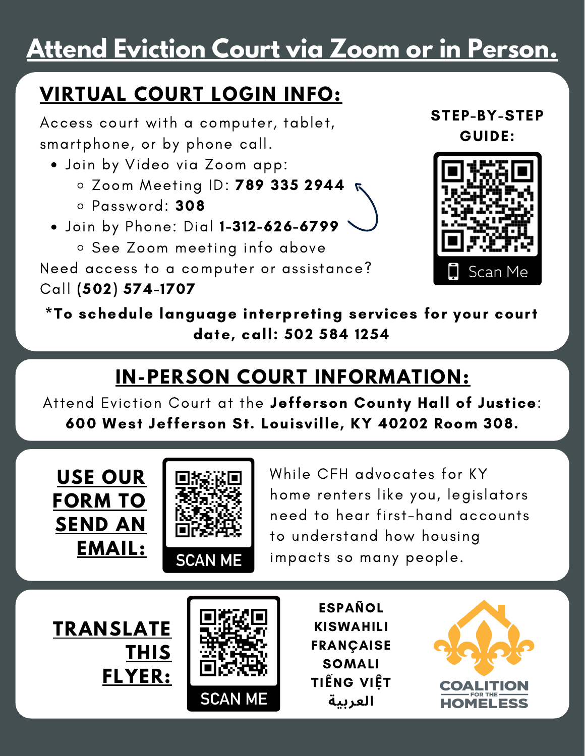# Attend Eviction Court via Zoom or in Person.

## VIRTUAL COURT LOGIN INFO:

Access court with a computer, tablet, smartphone, or by phone call.

- Join by Video via Zoom app:
  - Zoom Meeting ID: **789 335 2944**
  - Password: **308**
- Join by Phone: Dial **1-312-626-6799**
  - See Zoom meeting info above

Need access to a computer or assistance? Call **(502) 574-1707**

**STEP-BY-STEP GUIDE:**

Scan Me

***To schedule language interpreting services for your court date, call: 502 584 1254**

## IN-PERSON COURT INFORMATION:

Attend Eviction Court at the **Jefferson County Hall of Justice**: **600 West Jefferson St. Louisville, KY 40202 Room 308.**

## USE OUR FORM TO SEND AN EMAIL:

SCAN ME

While CFH advocates for KY home renters like you, legislators need to hear first-hand accounts to understand how housing impacts so many people.

## TRANSLATE THIS FLYER:

SCAN ME

**ESPAÑOL**
**KISWAHILI**
**FRANÇAISE**
**SOMALI**
**TIẾNG VIỆT**
**العربية**

COALITION FOR THE HOMELESS